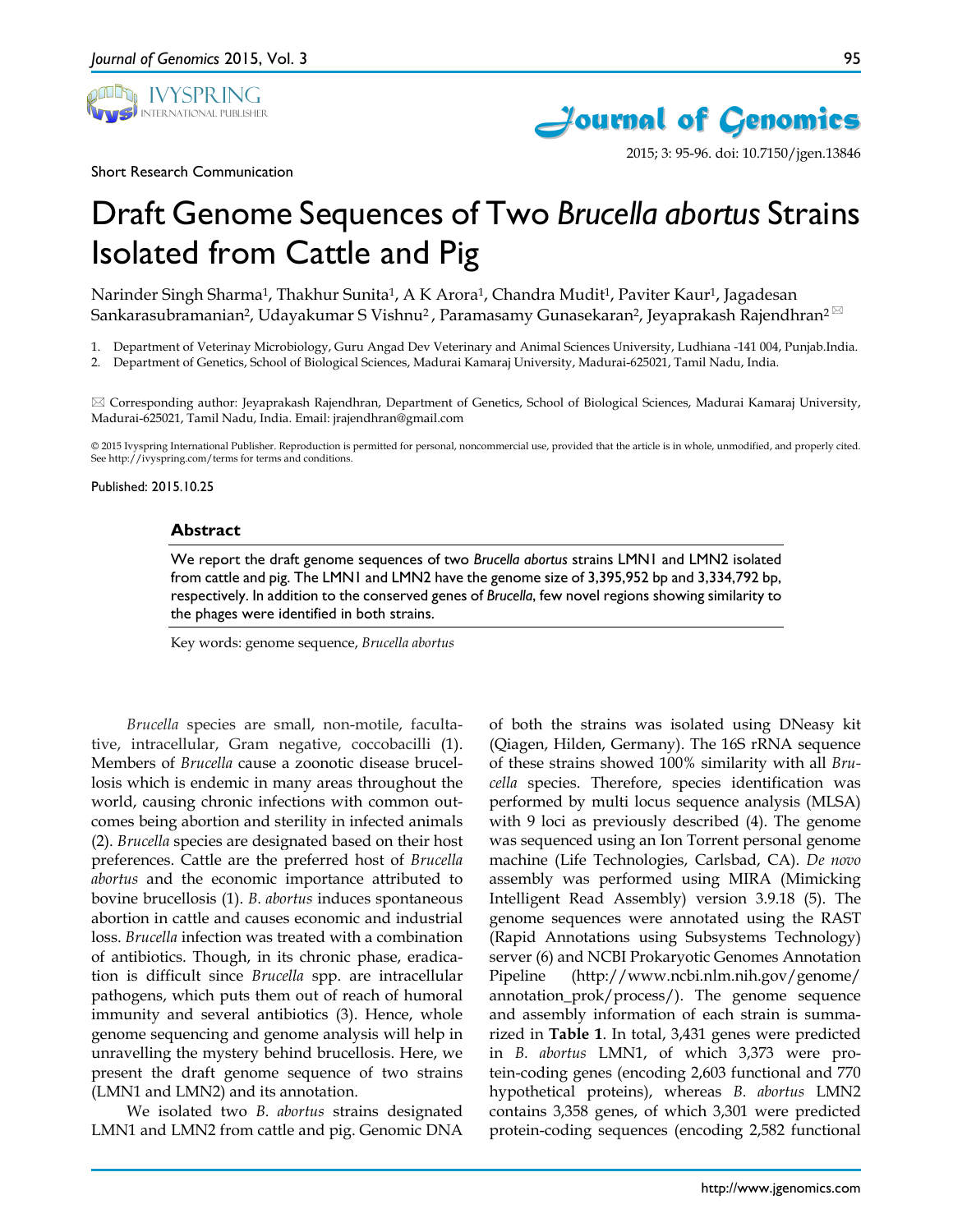Short Research Communication

# Draft Genome Sequences of Two *Brucella abortus* Strains Isolated from Cattle and Pig

Narinder Singh Sharma[1], Thakhur Sunita[1], A K Arora[1], Chandra Mudit[1], Paviter Kaur[1], Jagadesan Sankarasubramanian[2], Udayakumar S Vishnu[2], Paramasamy Gunasekaran[2], Jeyaprakash Rajendhran[2] ✉

1. Department of Veterinay Microbiology, Guru Angad Dev Veterinary and Animal Sciences University, Ludhiana -141 004, Punjab.India.
2. Department of Genetics, School of Biological Sciences, Madurai Kamaraj University, Madurai-625021, Tamil Nadu, India.

✉ Corresponding author: Jeyaprakash Rajendhran, Department of Genetics, School of Biological Sciences, Madurai Kamaraj University, Madurai-625021, Tamil Nadu, India. Email: jrajendhran@gmail.com

© 2015 Ivyspring International Publisher. Reproduction is permitted for personal, noncommercial use, provided that the article is in whole, unmodified, and properly cited. See http://ivyspring.com/terms for terms and conditions.

Published: 2015.10.25

## Abstract

We report the draft genome sequences of two *Brucella abortus* strains LMN1 and LMN2 isolated from cattle and pig. The LMN1 and LMN2 have the genome size of 3,395,952 bp and 3,334,792 bp, respectively. In addition to the conserved genes of *Brucella*, few novel regions showing similarity to the phages were identified in both strains.

Key words: genome sequence, *Brucella abortus*

*Brucella* species are small, non-motile, facultative, intracellular, Gram negative, coccobacilli (1). Members of *Brucella* cause a zoonotic disease brucellosis which is endemic in many areas throughout the world, causing chronic infections with common outcomes being abortion and sterility in infected animals (2). *Brucella* species are designated based on their host preferences. Cattle are the preferred host of *Brucella abortus* and the economic importance attributed to bovine brucellosis (1). *B. abortus* induces spontaneous abortion in cattle and causes economic and industrial loss. *Brucella* infection was treated with a combination of antibiotics. Though, in its chronic phase, eradication is difficult since *Brucella* spp. are intracellular pathogens, which puts them out of reach of humoral immunity and several antibiotics (3). Hence, whole genome sequencing and genome analysis will help in unravelling the mystery behind brucellosis. Here, we present the draft genome sequence of two strains (LMN1 and LMN2) and its annotation.

We isolated two *B. abortus* strains designated LMN1 and LMN2 from cattle and pig. Genomic DNA of both the strains was isolated using DNeasy kit (Qiagen, Hilden, Germany). The 16S rRNA sequence of these strains showed 100% similarity with all *Brucella* species. Therefore, species identification was performed by multi locus sequence analysis (MLSA) with 9 loci as previously described (4). The genome was sequenced using an Ion Torrent personal genome machine (Life Technologies, Carlsbad, CA). *De novo* assembly was performed using MIRA (Mimicking Intelligent Read Assembly) version 3.9.18 (5). The genome sequences were annotated using the RAST (Rapid Annotations using Subsystems Technology) server (6) and NCBI Prokaryotic Genomes Annotation Pipeline (http://www.ncbi.nlm.nih.gov/genome/annotation_prok/process/). The genome sequence and assembly information of each strain is summarized in **Table 1**. In total, 3,431 genes were predicted in *B. abortus* LMN1, of which 3,373 were protein-coding genes (encoding 2,603 functional and 770 hypothetical proteins), whereas *B. abortus* LMN2 contains 3,358 genes, of which 3,301 were predicted protein-coding sequences (encoding 2,582 functional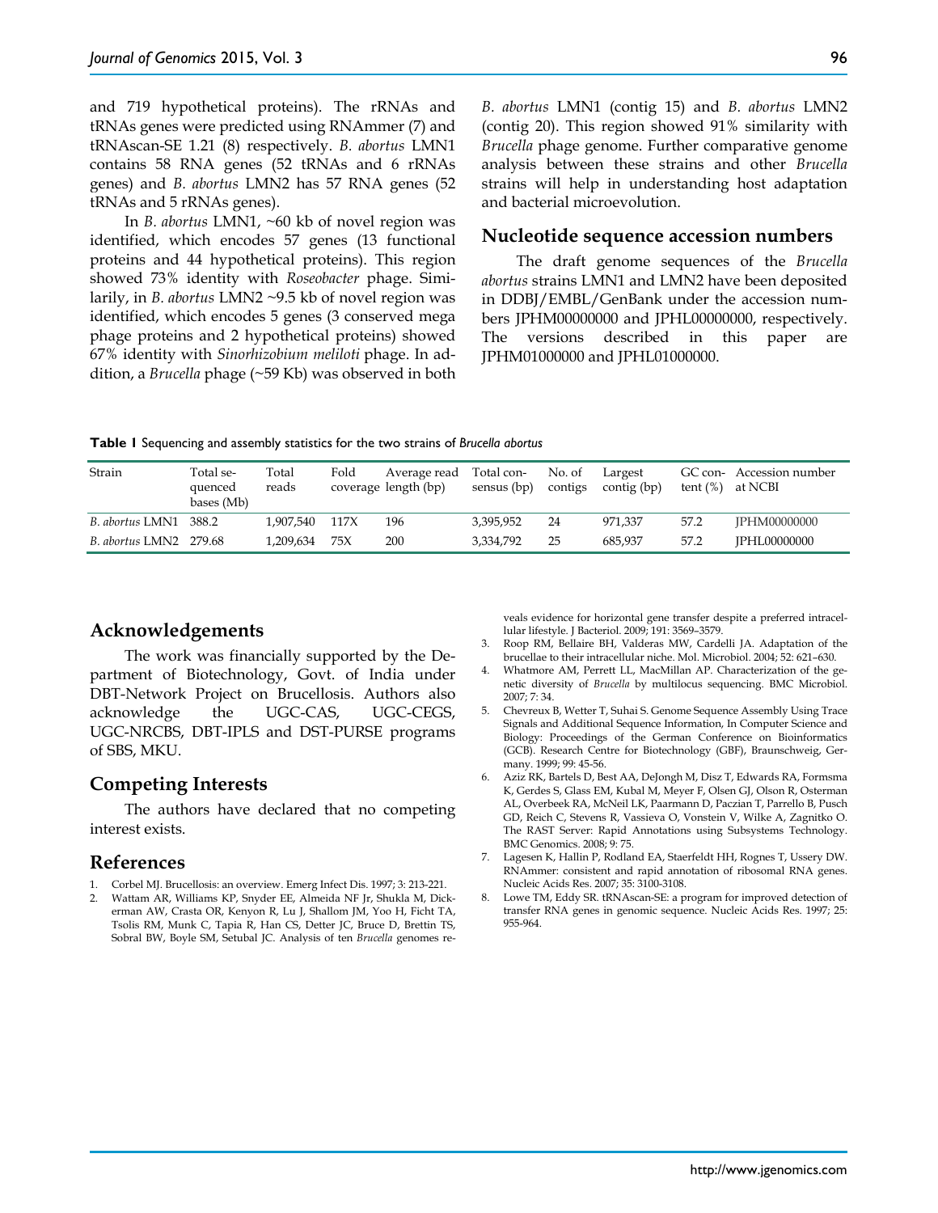and 719 hypothetical proteins). The rRNAs and tRNAs genes were predicted using RNAmmer (7) and tRNAscan-SE 1.21 (8) respectively. *B. abortus* LMN1 contains 58 RNA genes (52 tRNAs and 6 rRNAs genes) and *B. abortus* LMN2 has 57 RNA genes (52 tRNAs and 5 rRNAs genes).

In *B. abortus* LMN1, ~60 kb of novel region was identified, which encodes 57 genes (13 functional proteins and 44 hypothetical proteins). This region showed 73% identity with *Roseobacter* phage. Similarly, in *B. abortus* LMN2 ~9.5 kb of novel region was identified, which encodes 5 genes (3 conserved mega phage proteins and 2 hypothetical proteins) showed 67% identity with *Sinorhizobium meliloti* phage. In addition, a *Brucella* phage (~59 Kb) was observed in both *B. abortus* LMN1 (contig 15) and *B. abortus* LMN2 (contig 20). This region showed 91% similarity with *Brucella* phage genome. Further comparative genome analysis between these strains and other *Brucella* strains will help in understanding host adaptation and bacterial microevolution.

## Nucleotide sequence accession numbers

The draft genome sequences of the *Brucella abortus* strains LMN1 and LMN2 have been deposited in DDBJ/EMBL/GenBank under the accession numbers JPHM00000000 and JPHL00000000, respectively. The versions described in this paper are JPHM01000000 and JPHL01000000.

**Table 1** Sequencing and assembly statistics for the two strains of *Brucella abortus*

| Strain | Total sequenced bases (Mb) | Total reads | Fold coverage | Average read length (bp) | Total consensus (bp) | No. of contigs | Largest contig (bp) | GC content (%) | Accession number at NCBI |
|---|---|---|---|---|---|---|---|---|---|
| *B. abortus* LMN1 | 388.2 | 1,907,540 | 117X | 196 | 3,395,952 | 24 | 971,337 | 57.2 | JPHM00000000 |
| *B. abortus* LMN2 | 279.68 | 1,209,634 | 75X | 200 | 3,334,792 | 25 | 685,937 | 57.2 | JPHL00000000 |

## Acknowledgements

The work was financially supported by the Department of Biotechnology, Govt. of India under DBT-Network Project on Brucellosis. Authors also acknowledge the UGC-CAS, UGC-CEGS, UGC-NRCBS, DBT-IPLS and DST-PURSE programs of SBS, MKU.

## Competing Interests

The authors have declared that no competing interest exists.

## References

1. Corbel MJ. Brucellosis: an overview. Emerg Infect Dis. 1997; 3: 213-221.
2. Wattam AR, Williams KP, Snyder EE, Almeida NF Jr, Shukla M, Dickerman AW, Crasta OR, Kenyon R, Lu J, Shallom JM, Yoo H, Ficht TA, Tsolis RM, Munk C, Tapia R, Han CS, Detter JC, Bruce D, Brettin TS, Sobral BW, Boyle SM, Setubal JC. Analysis of ten *Brucella* genomes reveals evidence for horizontal gene transfer despite a preferred intracellular lifestyle. J Bacteriol. 2009; 191: 3569–3579.
3. Roop RM, Bellaire BH, Valderas MW, Cardelli JA. Adaptation of the brucellae to their intracellular niche. Mol. Microbiol. 2004; 52: 621–630.
4. Whatmore AM, Perrett LL, MacMillan AP. Characterization of the genetic diversity of *Brucella* by multilocus sequencing. BMC Microbiol. 2007; 7: 34.
5. Chevreux B, Wetter T, Suhai S. Genome Sequence Assembly Using Trace Signals and Additional Sequence Information, In Computer Science and Biology: Proceedings of the German Conference on Bioinformatics (GCB). Research Centre for Biotechnology (GBF), Braunschweig, Germany. 1999; 99: 45-56.
6. Aziz RK, Bartels D, Best AA, DeJongh M, Disz T, Edwards RA, Formsma K, Gerdes S, Glass EM, Kubal M, Meyer F, Olsen GJ, Olson R, Osterman AL, Overbeek RA, McNeil LK, Paarmann D, Paczian T, Parrello B, Pusch GD, Reich C, Stevens R, Vassieva O, Vonstein V, Wilke A, Zagnitko O. The RAST Server: Rapid Annotations using Subsystems Technology. BMC Genomics. 2008; 9: 75.
7. Lagesen K, Hallin P, Rodland EA, Staerfeldt HH, Rognes T, Ussery DW. RNAmmer: consistent and rapid annotation of ribosomal RNA genes. Nucleic Acids Res. 2007; 35: 3100-3108.
8. Lowe TM, Eddy SR. tRNAscan-SE: a program for improved detection of transfer RNA genes in genomic sequence. Nucleic Acids Res. 1997; 25: 955-964.